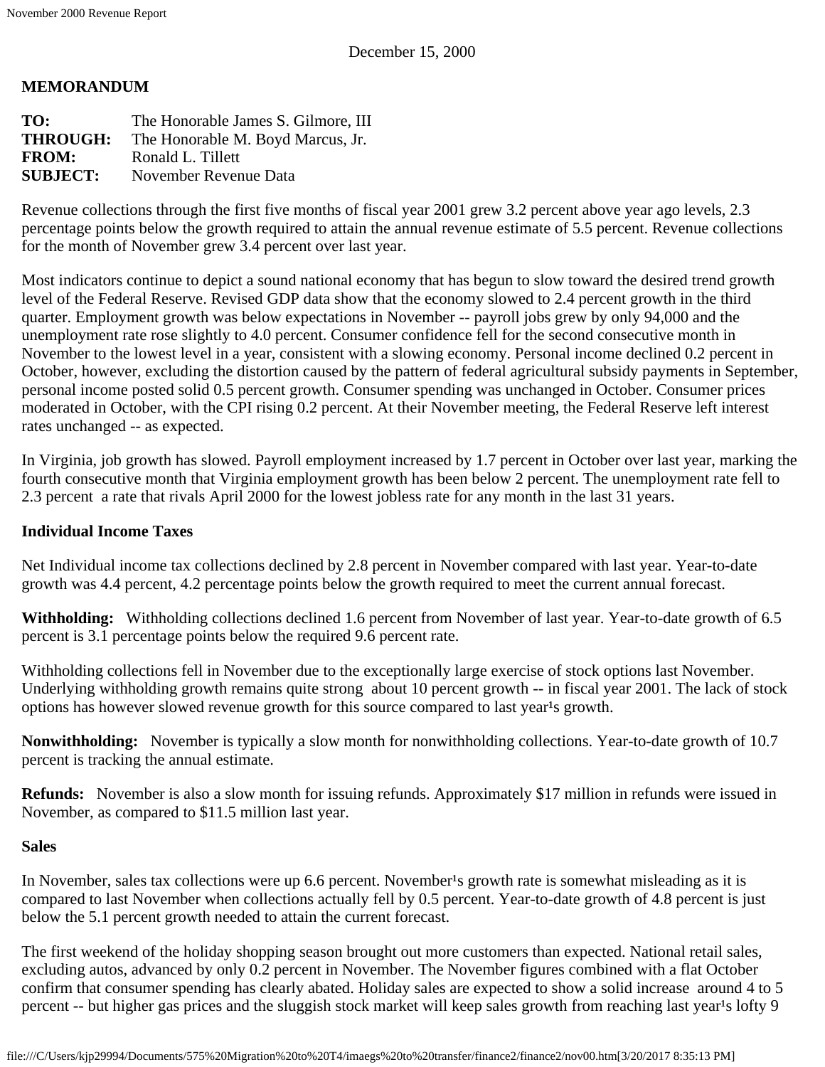December 15, 2000

**MEMORANDUM**

**TO:** The Honorable James S. Gilmore, III
**THROUGH:** The Honorable M. Boyd Marcus, Jr.
**FROM:** Ronald L. Tillett
**SUBJECT:** November Revenue Data

Revenue collections through the first five months of fiscal year 2001 grew 3.2 percent above year ago levels, 2.3 percentage points below the growth required to attain the annual revenue estimate of 5.5 percent. Revenue collections for the month of November grew 3.4 percent over last year.

Most indicators continue to depict a sound national economy that has begun to slow toward the desired trend growth level of the Federal Reserve. Revised GDP data show that the economy slowed to 2.4 percent growth in the third quarter. Employment growth was below expectations in November -- payroll jobs grew by only 94,000 and the unemployment rate rose slightly to 4.0 percent. Consumer confidence fell for the second consecutive month in November to the lowest level in a year, consistent with a slowing economy. Personal income declined 0.2 percent in October, however, excluding the distortion caused by the pattern of federal agricultural subsidy payments in September, personal income posted solid 0.5 percent growth. Consumer spending was unchanged in October. Consumer prices moderated in October, with the CPI rising 0.2 percent. At their November meeting, the Federal Reserve left interest rates unchanged -- as expected.

In Virginia, job growth has slowed. Payroll employment increased by 1.7 percent in October over last year, marking the fourth consecutive month that Virginia employment growth has been below 2 percent. The unemployment rate fell to 2.3 percent a rate that rivals April 2000 for the lowest jobless rate for any month in the last 31 years.

**Individual Income Taxes**

Net Individual income tax collections declined by 2.8 percent in November compared with last year. Year-to-date growth was 4.4 percent, 4.2 percentage points below the growth required to meet the current annual forecast.

**Withholding:** Withholding collections declined 1.6 percent from November of last year. Year-to-date growth of 6.5 percent is 3.1 percentage points below the required 9.6 percent rate.

Withholding collections fell in November due to the exceptionally large exercise of stock options last November. Underlying withholding growth remains quite strong about 10 percent growth -- in fiscal year 2001. The lack of stock options has however slowed revenue growth for this source compared to last year¹s growth.

**Nonwithholding:** November is typically a slow month for nonwithholding collections. Year-to-date growth of 10.7 percent is tracking the annual estimate.

**Refunds:** November is also a slow month for issuing refunds. Approximately $17 million in refunds were issued in November, as compared to $11.5 million last year.

**Sales**

In November, sales tax collections were up 6.6 percent. November¹s growth rate is somewhat misleading as it is compared to last November when collections actually fell by 0.5 percent. Year-to-date growth of 4.8 percent is just below the 5.1 percent growth needed to attain the current forecast.

The first weekend of the holiday shopping season brought out more customers than expected. National retail sales, excluding autos, advanced by only 0.2 percent in November. The November figures combined with a flat October confirm that consumer spending has clearly abated. Holiday sales are expected to show a solid increase around 4 to 5 percent -- but higher gas prices and the sluggish stock market will keep sales growth from reaching last year¹s lofty 9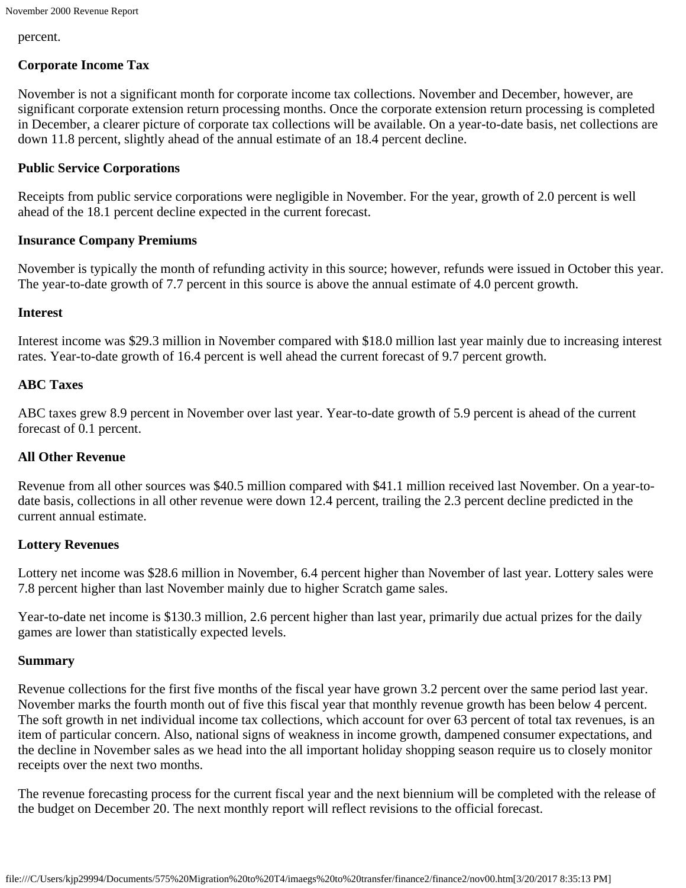percent.

**Corporate Income Tax**

November is not a significant month for corporate income tax collections. November and December, however, are significant corporate extension return processing months. Once the corporate extension return processing is completed in December, a clearer picture of corporate tax collections will be available. On a year-to-date basis, net collections are down 11.8 percent, slightly ahead of the annual estimate of an 18.4 percent decline.

**Public Service Corporations**

Receipts from public service corporations were negligible in November. For the year, growth of 2.0 percent is well ahead of the 18.1 percent decline expected in the current forecast.

**Insurance Company Premiums**

November is typically the month of refunding activity in this source; however, refunds were issued in October this year. The year-to-date growth of 7.7 percent in this source is above the annual estimate of 4.0 percent growth.

**Interest**

Interest income was $29.3 million in November compared with $18.0 million last year mainly due to increasing interest rates. Year-to-date growth of 16.4 percent is well ahead the current forecast of 9.7 percent growth.

**ABC Taxes**

ABC taxes grew 8.9 percent in November over last year. Year-to-date growth of 5.9 percent is ahead of the current forecast of 0.1 percent.

**All Other Revenue**

Revenue from all other sources was $40.5 million compared with $41.1 million received last November. On a year-to-date basis, collections in all other revenue were down 12.4 percent, trailing the 2.3 percent decline predicted in the current annual estimate.

**Lottery Revenues**

Lottery net income was $28.6 million in November, 6.4 percent higher than November of last year. Lottery sales were 7.8 percent higher than last November mainly due to higher Scratch game sales.

Year-to-date net income is $130.3 million, 2.6 percent higher than last year, primarily due actual prizes for the daily games are lower than statistically expected levels.

**Summary**

Revenue collections for the first five months of the fiscal year have grown 3.2 percent over the same period last year. November marks the fourth month out of five this fiscal year that monthly revenue growth has been below 4 percent. The soft growth in net individual income tax collections, which account for over 63 percent of total tax revenues, is an item of particular concern. Also, national signs of weakness in income growth, dampened consumer expectations, and the decline in November sales as we head into the all important holiday shopping season require us to closely monitor receipts over the next two months.

The revenue forecasting process for the current fiscal year and the next biennium will be completed with the release of the budget on December 20. The next monthly report will reflect revisions to the official forecast.